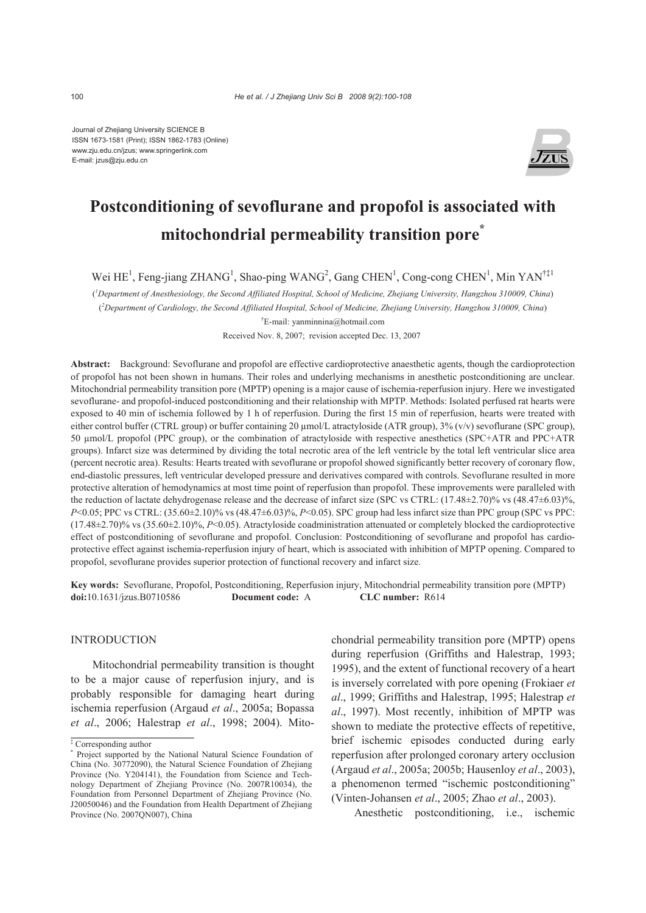Journal of Zhejiang University SCIENCE B
ISSN 1673-1581 (Print); ISSN 1862-1783 (Online)
www.zju.edu.cn/jzus; www.springerlink.com
E-mail: jzus@zju.edu.cn

# Postconditioning of sevoflurane and propofol is associated with mitochondrial permeability transition pore[*]

Wei HE[1], Feng-jiang ZHANG[1], Shao-ping WANG[2], Gang CHEN[1], Cong-cong CHEN[1], Min YAN[†‡1]

([1]Department of Anesthesiology, the Second Affiliated Hospital, School of Medicine, Zhejiang University, Hangzhou 310009, China)

([2]Department of Cardiology, the Second Affiliated Hospital, School of Medicine, Zhejiang University, Hangzhou 310009, China)

[†]E-mail: yanminnina@hotmail.com

Received Nov. 8, 2007; revision accepted Dec. 13, 2007

**Abstract:** Background: Sevoflurane and propofol are effective cardioprotective anaesthetic agents, though the cardioprotection of propofol has not been shown in humans. Their roles and underlying mechanisms in anesthetic postconditioning are unclear. Mitochondrial permeability transition pore (MPTP) opening is a major cause of ischemia-reperfusion injury. Here we investigated sevoflurane- and propofol-induced postconditioning and their relationship with MPTP. Methods: Isolated perfused rat hearts were exposed to 40 min of ischemia followed by 1 h of reperfusion. During the first 15 min of reperfusion, hearts were treated with either control buffer (CTRL group) or buffer containing 20 μmol/L atractyloside (ATR group), 3% (v/v) sevoflurane (SPC group), 50 μmol/L propofol (PPC group), or the combination of atractyloside with respective anesthetics (SPC+ATR and PPC+ATR groups). Infarct size was determined by dividing the total necrotic area of the left ventricle by the total left ventricular slice area (percent necrotic area). Results: Hearts treated with sevoflurane or propofol showed significantly better recovery of coronary flow, end-diastolic pressures, left ventricular developed pressure and derivatives compared with controls. Sevoflurane resulted in more protective alteration of hemodynamics at most time point of reperfusion than propofol. These improvements were paralleled with the reduction of lactate dehydrogenase release and the decrease of infarct size (SPC vs CTRL: (17.48±2.70)% vs (48.47±6.03)%, $P<0.05$; PPC vs CTRL: (35.60±2.10)% vs (48.47±6.03)%, $P<0.05$). SPC group had less infarct size than PPC group (SPC vs PPC: (17.48±2.70)% vs (35.60±2.10)%, $P<0.05$). Atractyloside coadministration attenuated or completely blocked the cardioprotective effect of postconditioning of sevoflurane and propofol. Conclusion: Postconditioning of sevoflurane and propofol has cardioprotective effect against ischemia-reperfusion injury of heart, which is associated with inhibition of MPTP opening. Compared to propofol, sevoflurane provides superior protection of functional recovery and infarct size.

**Key words:** Sevoflurane, Propofol, Postconditioning, Reperfusion injury, Mitochondrial permeability transition pore (MPTP)
**doi:**10.1631/jzus.B0710586 **Document code:** A **CLC number:** R614

## INTRODUCTION

Mitochondrial permeability transition is thought to be a major cause of reperfusion injury, and is probably responsible for damaging heart during ischemia reperfusion (Argaud *et al*., 2005a; Bopassa *et al*., 2006; Halestrap *et al*., 1998; 2004). Mitochondrial permeability transition pore (MPTP) opens during reperfusion (Griffiths and Halestrap, 1993; 1995), and the extent of functional recovery of a heart is inversely correlated with pore opening (Frokiaer *et al*., 1999; Griffiths and Halestrap, 1995; Halestrap *et al*., 1997). Most recently, inhibition of MPTP was shown to mediate the protective effects of repetitive, brief ischemic episodes conducted during early reperfusion after prolonged coronary artery occlusion (Argaud *et al*., 2005a; 2005b; Hausenloy *et al*., 2003), a phenomenon termed "ischemic postconditioning" (Vinten-Johansen *et al*., 2005; Zhao *et al*., 2003).

Anesthetic postconditioning, i.e., ischemic

---

[‡] Corresponding author

[*] Project supported by the National Natural Science Foundation of China (No. 30772090), the Natural Science Foundation of Zhejiang Province (No. Y204141), the Foundation from Science and Technology Department of Zhejiang Province (No. 2007R10034), the Foundation from Personnel Department of Zhejiang Province (No. J20050046) and the Foundation from Health Department of Zhejiang Province (No. 2007QN007), China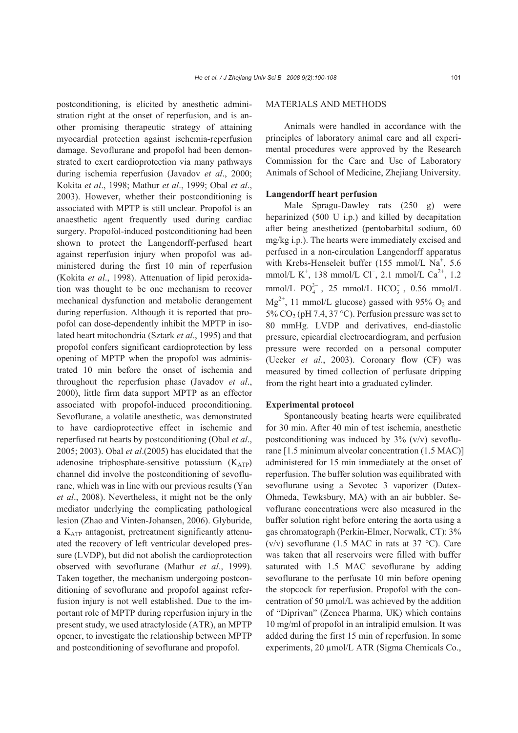postconditioning, is elicited by anesthetic administration right at the onset of reperfusion, and is another promising therapeutic strategy of attaining myocardial protection against ischemia-reperfusion damage. Sevoflurane and propofol had been demonstrated to exert cardioprotection via many pathways during ischemia reperfusion (Javadov *et al*., 2000; Kokita *et al*., 1998; Mathur *et al*., 1999; Obal *et al*., 2003). However, whether their postconditioning is associated with MPTP is still unclear. Propofol is an anaesthetic agent frequently used during cardiac surgery. Propofol-induced postconditioning had been shown to protect the Langendorff-perfused heart against reperfusion injury when propofol was administered during the first 10 min of reperfusion (Kokita *et al*., 1998). Attenuation of lipid peroxidation was thought to be one mechanism to recover mechanical dysfunction and metabolic derangement during reperfusion. Although it is reported that propofol can dose-dependently inhibit the MPTP in isolated heart mitochondria (Sztark *et al*., 1995) and that propofol confers significant cardioprotection by less opening of MPTP when the propofol was administrated 10 min before the onset of ischemia and throughout the reperfusion phase (Javadov *et al*., 2000), little firm data support MPTP as an effector associated with propofol-induced proconditioning. Sevoflurane, a volatile anesthetic, was demonstrated to have cardioprotective effect in ischemic and reperfused rat hearts by postconditioning (Obal *et al*., 2005; 2003). Obal *et al*.(2005) has elucidated that the adenosine triphosphate-sensitive potassium ($K_{ATP}$) channel did involve the postconditioning of sevoflurane, which was in line with our previous results (Yan *et al*., 2008). Nevertheless, it might not be the only mediator underlying the complicating pathological lesion (Zhao and Vinten-Johansen, 2006). Glyburide, a $K_{ATP}$ antagonist, pretreatment significantly attenuated the recovery of left ventricular developed pressure (LVDP), but did not abolish the cardioprotection observed with sevoflurane (Mathur *et al*., 1999). Taken together, the mechanism undergoing postconditioning of sevoflurane and propofol against referfusion injury is not well established. Due to the important role of MPTP during reperfusion injury in the present study, we used atractyloside (ATR), an MPTP opener, to investigate the relationship between MPTP and postconditioning of sevoflurane and propofol.

## MATERIALS AND METHODS

Animals were handled in accordance with the principles of laboratory animal care and all experimental procedures were approved by the Research Commission for the Care and Use of Laboratory Animals of School of Medicine, Zhejiang University.

### Langendorff heart perfusion

Male Spragu-Dawley rats (250 g) were heparinized (500 U i.p.) and killed by decapitation after being anesthetized (pentobarbital sodium, 60 mg/kg i.p.). The hearts were immediately excised and perfused in a non-circulation Langendorff apparatus with Krebs-Henseleit buffer (155 mmol/L $Na^+$, 5.6 mmol/L $K^+$, 138 mmol/L $Cl^-$, 2.1 mmol/L $Ca^{2+}$, 1.2 mmol/L $PO_4^{3-}$, 25 mmol/L $HCO_3^-$, 0.56 mmol/L $Mg^{2+}$, 11 mmol/L glucose) gassed with 95% $O_2$ and 5% $CO_2$ (pH 7.4, 37 °C). Perfusion pressure was set to 80 mmHg. LVDP and derivatives, end-diastolic pressure, epicardial electrocardiogram, and perfusion pressure were recorded on a personal computer (Uecker *et al*., 2003). Coronary flow (CF) was measured by timed collection of perfusate dripping from the right heart into a graduated cylinder.

### Experimental protocol

Spontaneously beating hearts were equilibrated for 30 min. After 40 min of test ischemia, anesthetic postconditioning was induced by 3% (v/v) sevoflurane [1.5 minimum alveolar concentration (1.5 MAC)] administered for 15 min immediately at the onset of reperfusion. The buffer solution was equilibrated with sevoflurane using a Sevotec 3 vaporizer (Datex-Ohmeda, Tewksbury, MA) with an air bubbler. Sevoflurane concentrations were also measured in the buffer solution right before entering the aorta using a gas chromatograph (Perkin-Elmer, Norwalk, CT): 3% (v/v) sevoflurane (1.5 MAC in rats at 37 °C). Care was taken that all reservoirs were filled with buffer saturated with 1.5 MAC sevoflurane by adding sevoflurane to the perfusate 10 min before opening the stopcock for reperfusion. Propofol with the concentration of 50 µmol/L was achieved by the addition of "Diprivan" (Zeneca Pharma, UK) which contains 10 mg/ml of propofol in an intralipid emulsion. It was added during the first 15 min of reperfusion. In some experiments, 20 µmol/L ATR (Sigma Chemicals Co.,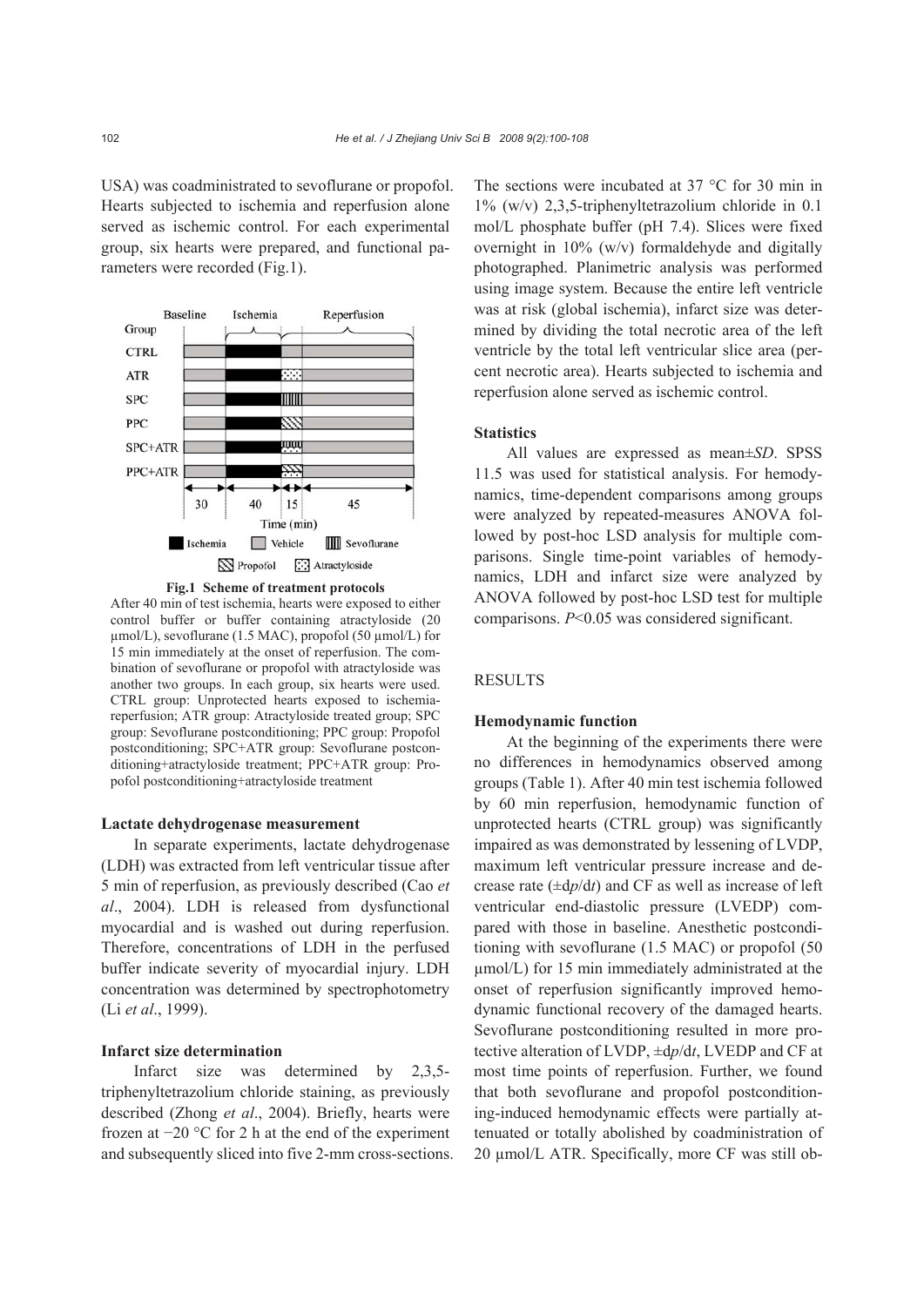USA) was coadministrated to sevoflurane or propofol. Hearts subjected to ischemia and reperfusion alone served as ischemic control. For each experimental group, six hearts were prepared, and functional parameters were recorded (Fig.1).

**Fig.1 Scheme of treatment protocols**

After 40 min of test ischemia, hearts were exposed to either control buffer or buffer containing atractyloside (20 μmol/L), sevoflurane (1.5 MAC), propofol (50 μmol/L) for 15 min immediately at the onset of reperfusion. The combination of sevoflurane or propofol with atractyloside was another two groups. In each group, six hearts were used. CTRL group: Unprotected hearts exposed to ischemia-reperfusion; ATR group: Atractyloside treated group; SPC group: Sevoflurane postconditioning; PPC group: Propofol postconditioning; SPC+ATR group: Sevoflurane postconditioning+atractyloside treatment; PPC+ATR group: Propofol postconditioning+atractyloside treatment

### Lactate dehydrogenase measurement

In separate experiments, lactate dehydrogenase (LDH) was extracted from left ventricular tissue after 5 min of reperfusion, as previously described (Cao *et al*., 2004). LDH is released from dysfunctional myocardial and is washed out during reperfusion. Therefore, concentrations of LDH in the perfused buffer indicate severity of myocardial injury. LDH concentration was determined by spectrophotometry (Li *et al*., 1999).

### Infarct size determination

Infarct size was determined by 2,3,5-triphenyltetrazolium chloride staining, as previously described (Zhong *et al*., 2004). Briefly, hearts were frozen at −20 °C for 2 h at the end of the experiment and subsequently sliced into five 2-mm cross-sections. The sections were incubated at 37 °C for 30 min in 1% (w/v) 2,3,5-triphenyltetrazolium chloride in 0.1 mol/L phosphate buffer (pH 7.4). Slices were fixed overnight in 10% (w/v) formaldehyde and digitally photographed. Planimetric analysis was performed using image system. Because the entire left ventricle was at risk (global ischemia), infarct size was determined by dividing the total necrotic area of the left ventricle by the total left ventricular slice area (percent necrotic area). Hearts subjected to ischemia and reperfusion alone served as ischemic control.

### Statistics

All values are expressed as mean±*SD*. SPSS 11.5 was used for statistical analysis. For hemodynamics, time-dependent comparisons among groups were analyzed by repeated-measures ANOVA followed by post-hoc LSD analysis for multiple comparisons. Single time-point variables of hemodynamics, LDH and infarct size were analyzed by ANOVA followed by post-hoc LSD test for multiple comparisons. $P<0.05$ was considered significant.

## RESULTS

### Hemodynamic function

At the beginning of the experiments there were no differences in hemodynamics observed among groups (Table 1). After 40 min test ischemia followed by 60 min reperfusion, hemodynamic function of unprotected hearts (CTRL group) was significantly impaired as was demonstrated by lessening of LVDP, maximum left ventricular pressure increase and decrease rate (±d*p*/d*t*) and CF as well as increase of left ventricular end-diastolic pressure (LVEDP) compared with those in baseline. Anesthetic postconditioning with sevoflurane (1.5 MAC) or propofol (50 μmol/L) for 15 min immediately administrated at the onset of reperfusion significantly improved hemodynamic functional recovery of the damaged hearts. Sevoflurane postconditioning resulted in more protective alteration of LVDP, ±d*p*/d*t*, LVEDP and CF at most time points of reperfusion. Further, we found that both sevoflurane and propofol postconditioning-induced hemodynamic effects were partially attenuated or totally abolished by coadministration of 20 μmol/L ATR. Specifically, more CF was still ob-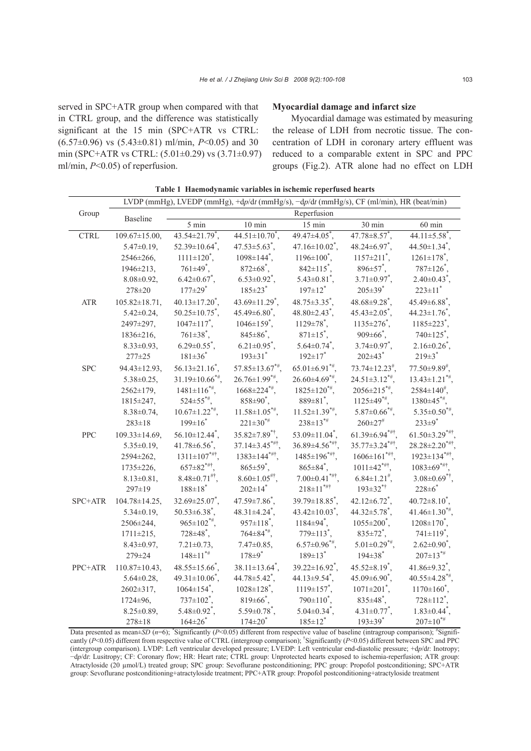served in SPC+ATR group when compared with that in CTRL group, and the difference was statistically significant at the 15 min (SPC+ATR vs CTRL: (6.57±0.96) vs (5.43±0.81) ml/min, $P<0.05$) and 30 min (SPC+ATR vs CTRL: (5.01±0.29) vs (3.71±0.97) ml/min, $P<0.05$) of reperfusion.

### Myocardial damage and infarct size

Myocardial damage was estimated by measuring the release of LDH from necrotic tissue. The concentration of LDH in coronary artery effluent was reduced to a comparable extent in SPC and PPC groups (Fig.2). ATR alone had no effect on LDH

**Table 1 Haemodynamic variables in ischemic reperfused hearts**

| Group | LVDP (mmHg), LVEDP (mmHg), +d*p*/d*t* (mmHg/s), −d*p*/d*t* (mmHg/s), CF (ml/min), HR (beat/min) | | | | | |
|---|---|---|---|---|---|---|
| | Baseline | Reperfusion | | | | |
| | | 5 min | 10 min | 15 min | 30 min | 60 min |
| CTRL | 109.67±15.00, 5.47±0.19, 2546±266, 1946±213, 8.08±0.92, 278±20 | 43.54±21.79*, 52.39±10.64*, 1111±120*, 761±49*, 6.42±0.67*, 177±29* | 44.51±10.70*, 47.53±5.63*, 1098±144*, 872±68*, 6.53±0.92*, 185±23* | 49.47±4.05*, 47.16±10.02*, 1196±100*, 842±115*, 5.43±0.81*, 197±12* | 47.78±8.57*, 48.24±6.97*, 1157±211*, 896±57*, 3.71±0.97*, 205±39* | 44.11±5.58*, 44.50±1.34*, 1261±178*, 787±126*, 2.40±0.43*, 223±11* |
| ATR | 105.82±18.71, 5.42±0.24, 2497±297, 1836±216, 8.33±0.93, 277±25 | 40.13±17.20*, 50.25±10.75*, 1047±117*, 761±38*, 6.29±0.55*, 181±36* | 43.69±11.29*, 45.49±6.80*, 1046±159*, 845±86*, 6.21±0.95*, 193±31* | 48.75±3.35*, 48.80±2.43*, 1129±78*, 871±15*, 5.64±0.74*, 192±17* | 48.68±9.28*, 45.43±2.05*, 1135±276*, 909±66*, 3.74±0.97*, 202±43* | 45.49±6.88*, 44.23±1.76*, 1185±223*, 740±125*, 2.16±0.26*, 219±3* |
| SPC | 94.43±12.93, 5.38±0.25, 2562±179, 1815±247, 8.38±0.74, 283±18 | 56.13±21.16*, 31.19±10.66*#, 1481±116*#, 524±55*#, 10.67±1.22*#, 199±16* | 57.85±13.67*#, 26.76±1.99*#, 1668±224*#, 858±90*, 11.58±1.05*#, 221±30*# | 65.01±6.91*#, 26.60±4.69*#, 1825±120*#, 889±81*, 11.52±1.39*#, 238±13*# | 73.74±12.23#, 24.51±3.12*#, 2056±215*#, 1125±49*#, 5.87±0.66*#, 260±27# | 77.50±9.89#, 13.43±1.21*#, 2584±140#, 1380±45*#, 5.35±0.50*#, 233±9* |
| PPC | 109.33±14.69, 5.35±0.19, 2594±262, 1735±226, 8.13±0.81, 297±19 | 56.10±12.44*, 41.78±6.56*, 1311±107*#†, 657±82*#†, 8.48±0.71#†, 188±18* | 35.82±7.89*†, 37.14±3.45*#†, 1383±144*#†, 865±59*, 8.60±1.05#†, 202±14* | 53.09±11.04*, 36.89±4.56*#†, 1485±196*#†, 865±84*, 7.00±0.41*#†, 218±11*#† | 61.39±6.94*#†, 35.77±3.24*#†, 1606±161*#†, 1011±42*#†, 6.84±1.21#, 193±32*† | 61.50±3.29*#†, 28.28±2.20*#†, 1923±134*#†, 1083±69*#†, 3.08±0.69*†, 228±6* |
| SPC+ATR | 104.78±14.25, 5.34±0.19, 2506±244, 1711±215, 8.43±0.97, 279±24 | 32.69±25.07*, 50.53±6.38*, 965±102*#, 728±48*, 7.21±0.73, 148±11*# | 47.59±7.86*, 48.31±4.24*, 957±118*, 764±84*#, 7.47±0.85, 178±9* | 39.79±18.85*, 43.42±10.03*, 1184±94*, 779±113*, 6.57±0.96*#, 189±13* | 42.12±6.72*, 44.32±5.78*, 1055±200*, 835±72*, 5.01±0.29*#, 194±38* | 40.72±8.10*, 41.46±1.30*#, 1208±170*, 741±119*, 2.62±0.90*, 207±13*# |
| PPC+ATR | 110.87±10.43, 5.64±0.28, 2602±317, 1724±96, 8.25±0.89, 278±18 | 48.55±15.66*, 49.31±10.06*, 1064±154*, 737±102*, 5.48±0.92*, 164±26* | 38.11±13.64*, 44.78±5.42*, 1028±128*, 819±66*, 5.59±0.78*, 174±20* | 39.22±16.92*, 44.13±9.54*, 1119±157*, 790±110*, 5.04±0.34*, 185±12* | 45.52±8.19*, 45.09±6.90*, 1071±201*, 835±48*, 4.31±0.77*, 193±39* | 41.86±9.32*, 40.55±4.28*#, 1170±160*, 728±112*, 1.83±0.44*, 207±10*# |

Data presented as mean±*SD* ($n$=6); *Significantly ($P<0.05$) different from respective value of baseline (intragroup comparison); #Significantly ($P<0.05$) different from respective value of CTRL (intergroup comparison); †Significantly ($P<0.05$) different between SPC and PPC (intergroup comparison). LVDP: Left ventricular developed pressure; LVEDP: Left ventricular end-diastolic pressure; +d*p*/d*t*: Inotropy; −d*p*/d*t*: Lusitropy; CF: Coronary flow; HR: Heart rate; CTRL group: Unprotected hearts exposed to ischemia-reperfusion; ATR group: Atractyloside (20 μmol/L) treated group; SPC group: Sevoflurane postconditioning; PPC group: Propofol postconditioning; SPC+ATR group: Sevoflurane postconditioning+atractyloside treatment; PPC+ATR group: Propofol postconditioning+atractyloside treatment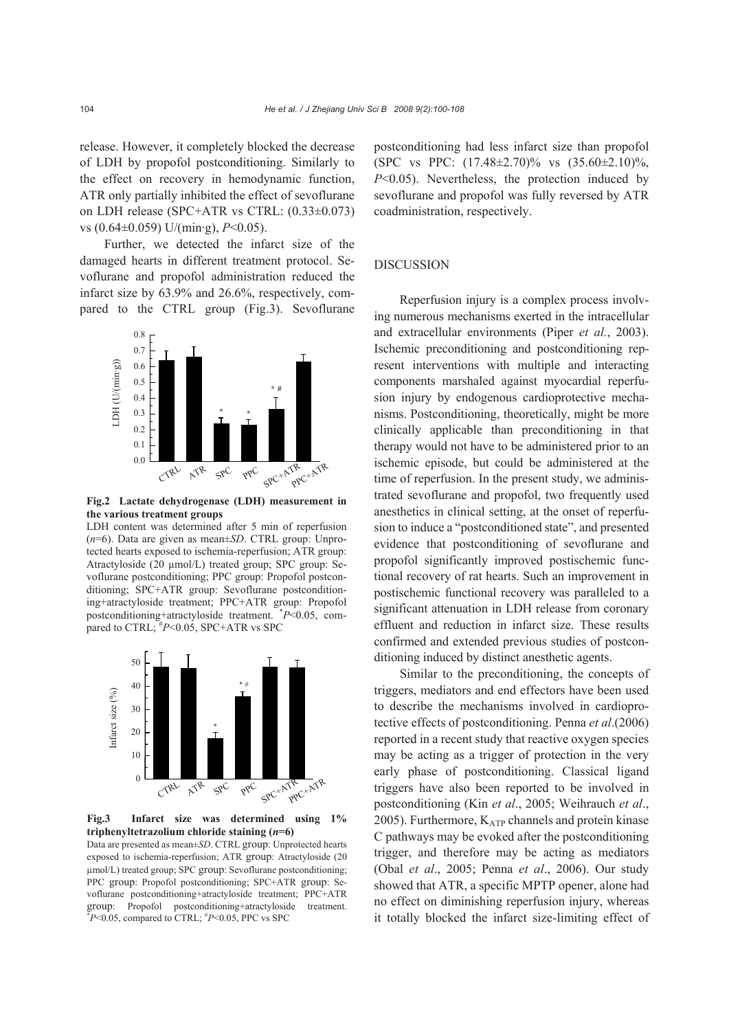release. However, it completely blocked the decrease of LDH by propofol postconditioning. Similarly to the effect on recovery in hemodynamic function, ATR only partially inhibited the effect of sevoflurane on LDH release (SPC+ATR vs CTRL: (0.33±0.073) vs (0.64±0.059) U/(min·g), $P<0.05$).

Further, we detected the infarct size of the damaged hearts in different treatment protocol. Sevoflurane and propofol administration reduced the infarct size by 63.9% and 26.6%, respectively, compared to the CTRL group (Fig.3). Sevoflurane postconditioning had less infarct size than propofol (SPC vs PPC: (17.48±2.70)% vs (35.60±2.10)%, $P<0.05$). Nevertheless, the protection induced by sevoflurane and propofol was fully reversed by ATR coadministration, respectively.

**Fig.2 Lactate dehydrogenase (LDH) measurement in the various treatment groups**

LDH content was determined after 5 min of reperfusion ($n$=6). Data are given as mean±$SD$. CTRL group: Unprotected hearts exposed to ischemia-reperfusion; ATR group: Atractyloside (20 μmol/L) treated group; SPC group: Sevoflurane postconditioning; PPC group: Propofol postconditioning; SPC+ATR group: Sevoflurane postconditioning+atractyloside treatment; PPC+ATR group: Propofol postconditioning+atractyloside treatment. *$P<0.05$, compared to CTRL; #$P<0.05$, SPC+ATR vs SPC

**Fig.3 Infarct size was determined using 1% triphenyltetrazolium chloride staining ($n$=6)**

Data are presented as mean±$SD$. CTRL group: Unprotected hearts exposed to ischemia-reperfusion; ATR group: Atractyloside (20 μmol/L) treated group; SPC group: Sevoflurane postconditioning; PPC group: Propofol postconditioning; SPC+ATR group: Sevoflurane postconditioning+atractyloside treatment; PPC+ATR group: Propofol postconditioning+atractyloside treatment. *$P<0.05$, compared to CTRL; #$P<0.05$, PPC vs SPC

## DISCUSSION

Reperfusion injury is a complex process involving numerous mechanisms exerted in the intracellular and extracellular environments (Piper *et al.*, 2003). Ischemic preconditioning and postconditioning represent interventions with multiple and interacting components marshaled against myocardial reperfusion injury by endogenous cardioprotective mechanisms. Postconditioning, theoretically, might be more clinically applicable than preconditioning in that therapy would not have to be administered prior to an ischemic episode, but could be administered at the time of reperfusion. In the present study, we administrated sevoflurane and propofol, two frequently used anesthetics in clinical setting, at the onset of reperfusion to induce a "postconditioned state", and presented evidence that postconditioning of sevoflurane and propofol significantly improved postischemic functional recovery of rat hearts. Such an improvement in postischemic functional recovery was paralleled to a significant attenuation in LDH release from coronary effluent and reduction in infarct size. These results confirmed and extended previous studies of postconditioning induced by distinct anesthetic agents.

Similar to the preconditioning, the concepts of triggers, mediators and end effectors have been used to describe the mechanisms involved in cardioprotective effects of postconditioning. Penna *et al*.(2006) reported in a recent study that reactive oxygen species may be acting as a trigger of protection in the very early phase of postconditioning. Classical ligand triggers have also been reported to be involved in postconditioning (Kin *et al*., 2005; Weihrauch *et al*., 2005). Furthermore, $K_{ATP}$ channels and protein kinase C pathways may be evoked after the postconditioning trigger, and therefore may be acting as mediators (Obal *et al*., 2005; Penna *et al*., 2006). Our study showed that ATR, a specific MPTP opener, alone had no effect on diminishing reperfusion injury, whereas it totally blocked the infarct size-limiting effect of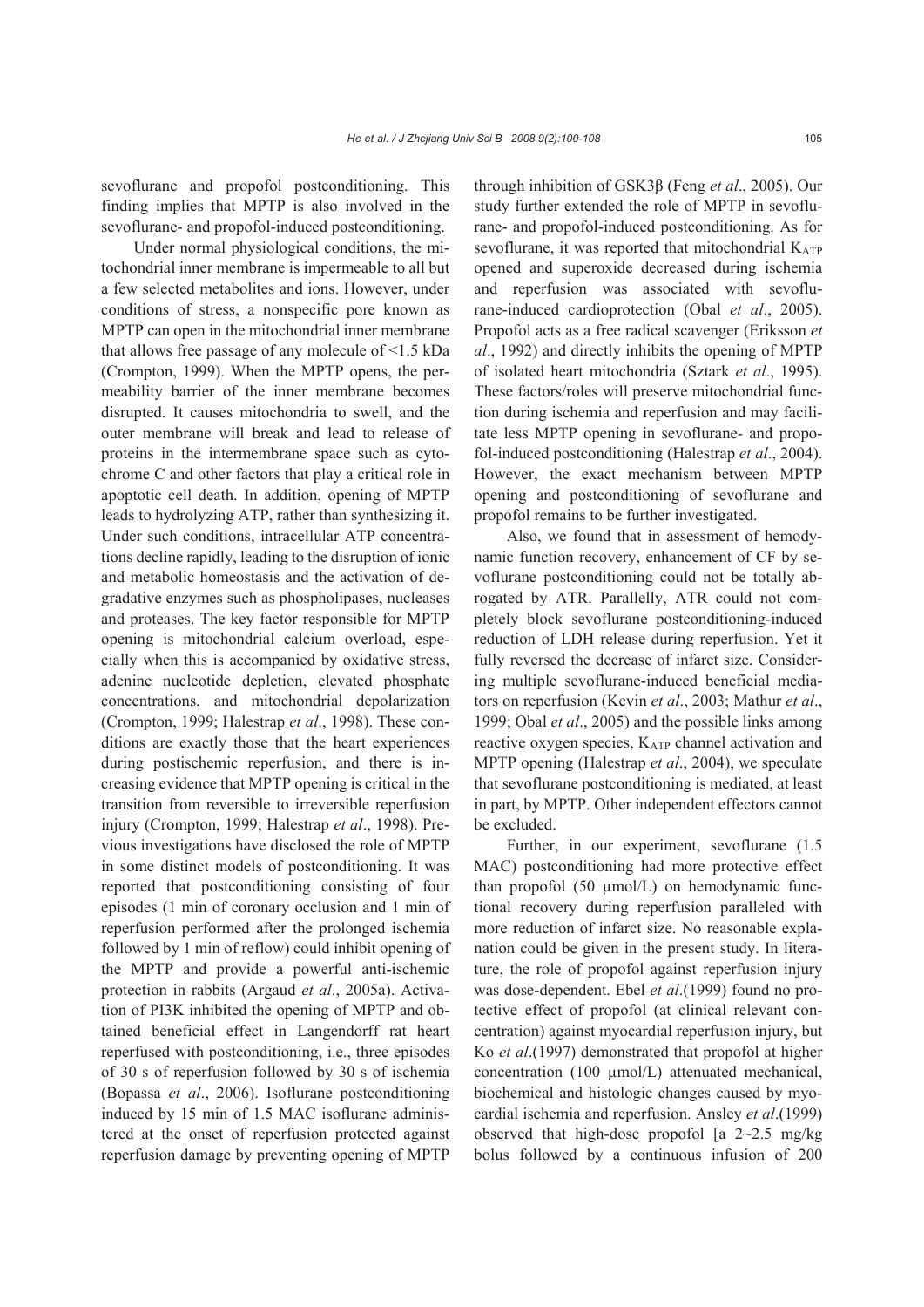sevoflurane and propofol postconditioning. This finding implies that MPTP is also involved in the sevoflurane- and propofol-induced postconditioning.

Under normal physiological conditions, the mitochondrial inner membrane is impermeable to all but a few selected metabolites and ions. However, under conditions of stress, a nonspecific pore known as MPTP can open in the mitochondrial inner membrane that allows free passage of any molecule of <1.5 kDa (Crompton, 1999). When the MPTP opens, the permeability barrier of the inner membrane becomes disrupted. It causes mitochondria to swell, and the outer membrane will break and lead to release of proteins in the intermembrane space such as cytochrome C and other factors that play a critical role in apoptotic cell death. In addition, opening of MPTP leads to hydrolyzing ATP, rather than synthesizing it. Under such conditions, intracellular ATP concentrations decline rapidly, leading to the disruption of ionic and metabolic homeostasis and the activation of degradative enzymes such as phospholipases, nucleases and proteases. The key factor responsible for MPTP opening is mitochondrial calcium overload, especially when this is accompanied by oxidative stress, adenine nucleotide depletion, elevated phosphate concentrations, and mitochondrial depolarization (Crompton, 1999; Halestrap *et al*., 1998). These conditions are exactly those that the heart experiences during postischemic reperfusion, and there is increasing evidence that MPTP opening is critical in the transition from reversible to irreversible reperfusion injury (Crompton, 1999; Halestrap *et al*., 1998). Previous investigations have disclosed the role of MPTP in some distinct models of postconditioning. It was reported that postconditioning consisting of four episodes (1 min of coronary occlusion and 1 min of reperfusion performed after the prolonged ischemia followed by 1 min of reflow) could inhibit opening of the MPTP and provide a powerful anti-ischemic protection in rabbits (Argaud *et al*., 2005a). Activation of PI3K inhibited the opening of MPTP and obtained beneficial effect in Langendorff rat heart reperfused with postconditioning, i.e., three episodes of 30 s of reperfusion followed by 30 s of ischemia (Bopassa *et al*., 2006). Isoflurane postconditioning induced by 15 min of 1.5 MAC isoflurane administered at the onset of reperfusion protected against reperfusion damage by preventing opening of MPTP through inhibition of GSK3β (Feng *et al*., 2005). Our study further extended the role of MPTP in sevoflurane- and propofol-induced postconditioning. As for sevoflurane, it was reported that mitochondrial $K_{ATP}$ opened and superoxide decreased during ischemia and reperfusion was associated with sevoflurane-induced cardioprotection (Obal *et al*., 2005). Propofol acts as a free radical scavenger (Eriksson *et al*., 1992) and directly inhibits the opening of MPTP of isolated heart mitochondria (Sztark *et al*., 1995). These factors/roles will preserve mitochondrial function during ischemia and reperfusion and may facilitate less MPTP opening in sevoflurane- and propofol-induced postconditioning (Halestrap *et al*., 2004). However, the exact mechanism between MPTP opening and postconditioning of sevoflurane and propofol remains to be further investigated.

Also, we found that in assessment of hemodynamic function recovery, enhancement of CF by sevoflurane postconditioning could not be totally abrogated by ATR. Parallelly, ATR could not completely block sevoflurane postconditioning-induced reduction of LDH release during reperfusion. Yet it fully reversed the decrease of infarct size. Considering multiple sevoflurane-induced beneficial mediators on reperfusion (Kevin *et al*., 2003; Mathur *et al*., 1999; Obal *et al*., 2005) and the possible links among reactive oxygen species, $K_{ATP}$ channel activation and MPTP opening (Halestrap *et al*., 2004), we speculate that sevoflurane postconditioning is mediated, at least in part, by MPTP. Other independent effectors cannot be excluded.

Further, in our experiment, sevoflurane (1.5 MAC) postconditioning had more protective effect than propofol (50 μmol/L) on hemodynamic functional recovery during reperfusion paralleled with more reduction of infarct size. No reasonable explanation could be given in the present study. In literature, the role of propofol against reperfusion injury was dose-dependent. Ebel *et al*.(1999) found no protective effect of propofol (at clinical relevant concentration) against myocardial reperfusion injury, but Ko *et al*.(1997) demonstrated that propofol at higher concentration (100 μmol/L) attenuated mechanical, biochemical and histologic changes caused by myocardial ischemia and reperfusion. Ansley *et al*.(1999) observed that high-dose propofol [a 2~2.5 mg/kg bolus followed by a continuous infusion of 200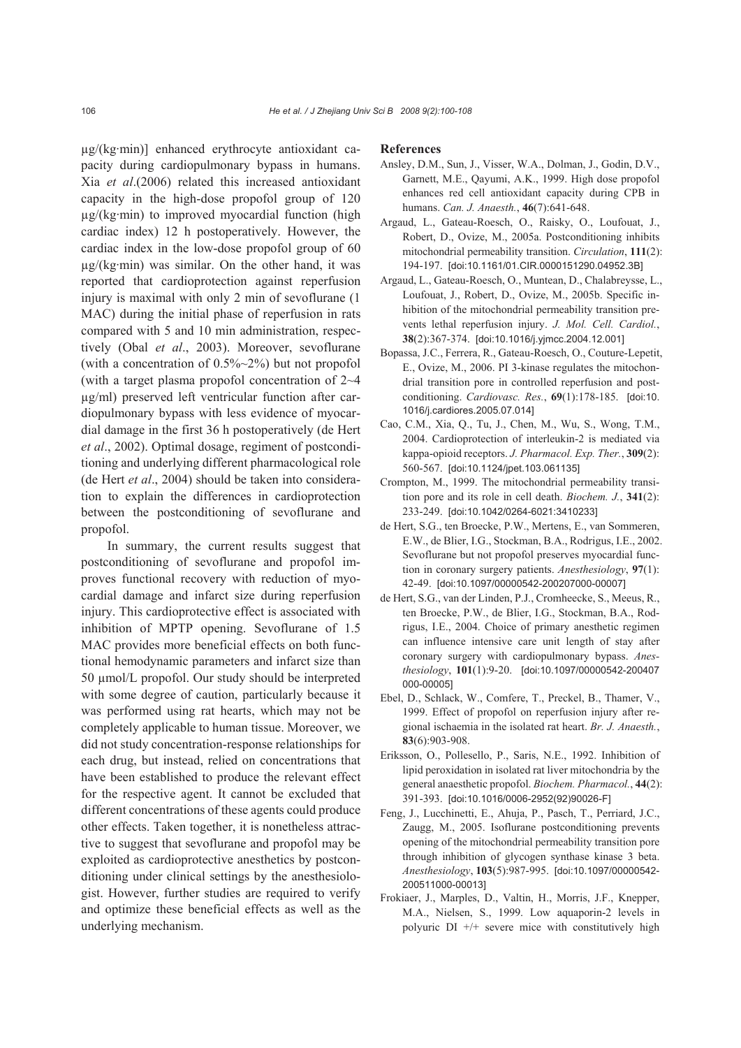μg/(kg·min)] enhanced erythrocyte antioxidant capacity during cardiopulmonary bypass in humans. Xia *et al*.(2006) related this increased antioxidant capacity in the high-dose propofol group of 120 μg/(kg·min) to improved myocardial function (high cardiac index) 12 h postoperatively. However, the cardiac index in the low-dose propofol group of 60 μg/(kg·min) was similar. On the other hand, it was reported that cardioprotection against reperfusion injury is maximal with only 2 min of sevoflurane (1 MAC) during the initial phase of reperfusion in rats compared with 5 and 10 min administration, respectively (Obal *et al*., 2003). Moreover, sevoflurane (with a concentration of 0.5%~2%) but not propofol (with a target plasma propofol concentration of 2~4 μg/ml) preserved left ventricular function after cardiopulmonary bypass with less evidence of myocardial damage in the first 36 h postoperatively (de Hert *et al*., 2002). Optimal dosage, regiment of postconditioning and underlying different pharmacological role (de Hert *et al*., 2004) should be taken into consideration to explain the differences in cardioprotection between the postconditioning of sevoflurane and propofol.

In summary, the current results suggest that postconditioning of sevoflurane and propofol improves functional recovery with reduction of myocardial damage and infarct size during reperfusion injury. This cardioprotective effect is associated with inhibition of MPTP opening. Sevoflurane of 1.5 MAC provides more beneficial effects on both functional hemodynamic parameters and infarct size than 50 μmol/L propofol. Our study should be interpreted with some degree of caution, particularly because it was performed using rat hearts, which may not be completely applicable to human tissue. Moreover, we did not study concentration-response relationships for each drug, but instead, relied on concentrations that have been established to produce the relevant effect for the respective agent. It cannot be excluded that different concentrations of these agents could produce other effects. Taken together, it is nonetheless attractive to suggest that sevoflurane and propofol may be exploited as cardioprotective anesthetics by postconditioning under clinical settings by the anesthesiologist. However, further studies are required to verify and optimize these beneficial effects as well as the underlying mechanism.

## References

Ansley, D.M., Sun, J., Visser, W.A., Dolman, J., Godin, D.V., Garnett, M.E., Qayumi, A.K., 1999. High dose propofol enhances red cell antioxidant capacity during CPB in humans. *Can. J. Anaesth.*, **46**(7):641-648.

Argaud, L., Gateau-Roesch, O., Raisky, O., Loufouat, J., Robert, D., Ovize, M., 2005a. Postconditioning inhibits mitochondrial permeability transition. *Circulation*, **111**(2): 194-197. [doi:10.1161/01.CIR.0000151290.04952.3B]

Argaud, L., Gateau-Roesch, O., Muntean, D., Chalabreysse, L., Loufouat, J., Robert, D., Ovize, M., 2005b. Specific inhibition of the mitochondrial permeability transition prevents lethal reperfusion injury. *J. Mol. Cell. Cardiol.*, **38**(2):367-374. [doi:10.1016/j.yjmcc.2004.12.001]

Bopassa, J.C., Ferrera, R., Gateau-Roesch, O., Couture-Lepetit, E., Ovize, M., 2006. PI 3-kinase regulates the mitochondrial transition pore in controlled reperfusion and postconditioning. *Cardiovasc. Res.*, **69**(1):178-185. [doi:10.1016/j.cardiores.2005.07.014]

Cao, C.M., Xia, Q., Tu, J., Chen, M., Wu, S., Wong, T.M., 2004. Cardioprotection of interleukin-2 is mediated via kappa-opioid receptors. *J. Pharmacol. Exp. Ther.*, **309**(2): 560-567. [doi:10.1124/jpet.103.061135]

Crompton, M., 1999. The mitochondrial permeability transition pore and its role in cell death. *Biochem. J.*, **341**(2): 233-249. [doi:10.1042/0264-6021:3410233]

de Hert, S.G., ten Broecke, P.W., Mertens, E., van Sommeren, E.W., de Blier, I.G., Stockman, B.A., Rodrigus, I.E., 2002. Sevoflurane but not propofol preserves myocardial function in coronary surgery patients. *Anesthesiology*, **97**(1): 42-49. [doi:10.1097/00000542-200207000-00007]

de Hert, S.G., van der Linden, P.J., Cromheecke, S., Meeus, R., ten Broecke, P.W., de Blier, I.G., Stockman, B.A., Rodrigus, I.E., 2004. Choice of primary anesthetic regimen can influence intensive care unit length of stay after coronary surgery with cardiopulmonary bypass. *Anesthesiology*, **101**(1):9-20. [doi:10.1097/00000542-200407000-00005]

Ebel, D., Schlack, W., Comfere, T., Preckel, B., Thamer, V., 1999. Effect of propofol on reperfusion injury after regional ischaemia in the isolated rat heart. *Br. J. Anaesth.*, **83**(6):903-908.

Eriksson, O., Pollesello, P., Saris, N.E., 1992. Inhibition of lipid peroxidation in isolated rat liver mitochondria by the general anaesthetic propofol. *Biochem. Pharmacol.*, **44**(2): 391-393. [doi:10.1016/0006-2952(92)90026-F]

Feng, J., Lucchinetti, E., Ahuja, P., Pasch, T., Perriard, J.C., Zaugg, M., 2005. Isoflurane postconditioning prevents opening of the mitochondrial permeability transition pore through inhibition of glycogen synthase kinase 3 beta. *Anesthesiology*, **103**(5):987-995. [doi:10.1097/00000542-200511000-00013]

Frokiaer, J., Marples, D., Valtin, H., Morris, J.F., Knepper, M.A., Nielsen, S., 1999. Low aquaporin-2 levels in polyuric DI +/+ severe mice with constitutively high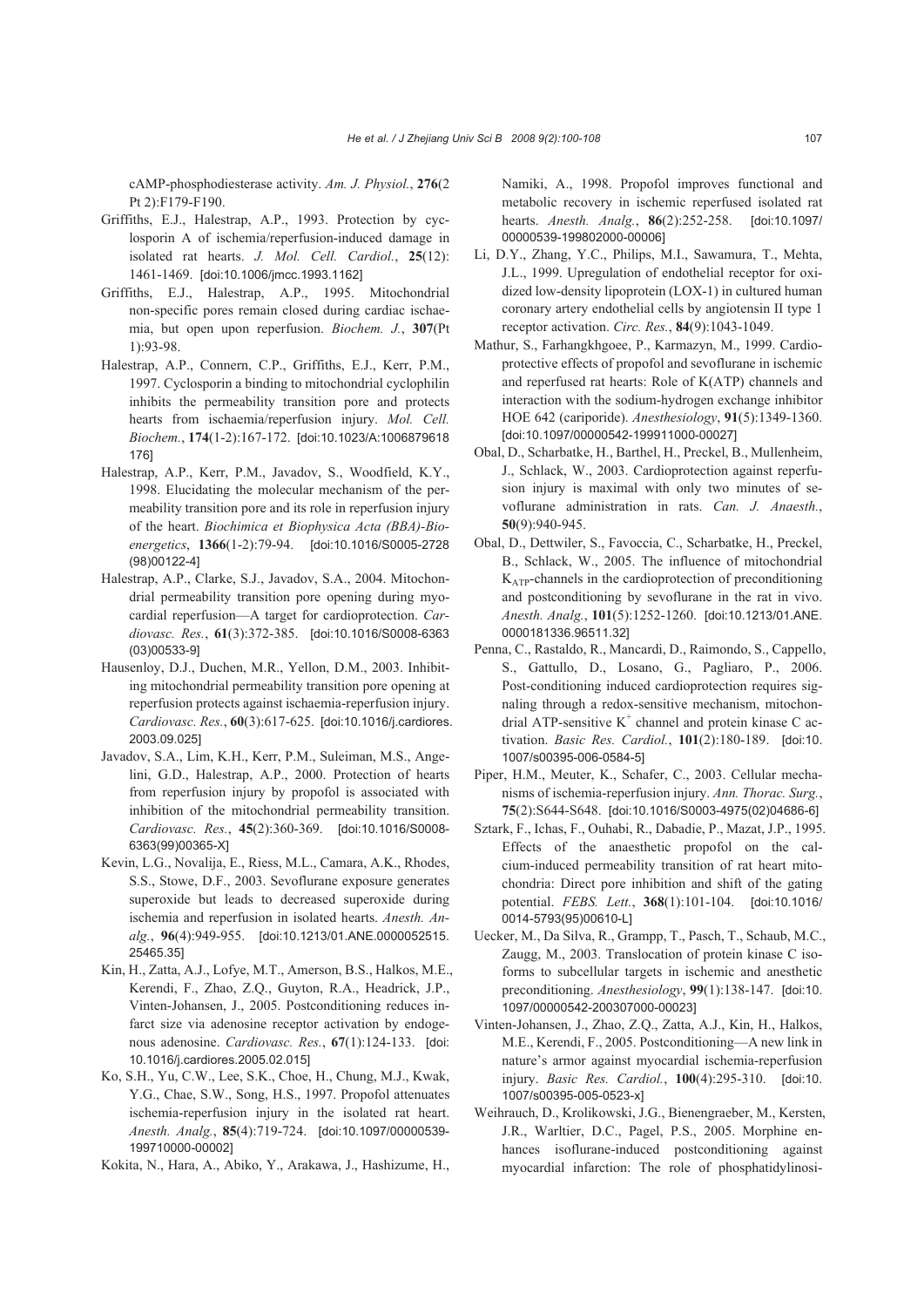cAMP-phosphodiesterase activity. *Am. J. Physiol.*, **276**(2 Pt 2):F179-F190.

Griffiths, E.J., Halestrap, A.P., 1993. Protection by cyclosporin A of ischemia/reperfusion-induced damage in isolated rat hearts. *J. Mol. Cell. Cardiol.*, **25**(12): 1461-1469. [doi:10.1006/jmcc.1993.1162]

Griffiths, E.J., Halestrap, A.P., 1995. Mitochondrial non-specific pores remain closed during cardiac ischaemia, but open upon reperfusion. *Biochem. J.*, **307**(Pt 1):93-98.

Halestrap, A.P., Connern, C.P., Griffiths, E.J., Kerr, P.M., 1997. Cyclosporin a binding to mitochondrial cyclophilin inhibits the permeability transition pore and protects hearts from ischaemia/reperfusion injury. *Mol. Cell. Biochem.*, **174**(1-2):167-172. [doi:10.1023/A:1006879618176]

Halestrap, A.P., Kerr, P.M., Javadov, S., Woodfield, K.Y., 1998. Elucidating the molecular mechanism of the permeability transition pore and its role in reperfusion injury of the heart. *Biochimica et Biophysica Acta (BBA)-Bioenergetics*, **1366**(1-2):79-94. [doi:10.1016/S0005-2728(98)00122-4]

Halestrap, A.P., Clarke, S.J., Javadov, S.A., 2004. Mitochondrial permeability transition pore opening during myocardial reperfusion—A target for cardioprotection. *Cardiovasc. Res.*, **61**(3):372-385. [doi:10.1016/S0008-6363(03)00533-9]

Hausenloy, D.J., Duchen, M.R., Yellon, D.M., 2003. Inhibiting mitochondrial permeability transition pore opening at reperfusion protects against ischaemia-reperfusion injury. *Cardiovasc. Res.*, **60**(3):617-625. [doi:10.1016/j.cardiores.2003.09.025]

Javadov, S.A., Lim, K.H., Kerr, P.M., Suleiman, M.S., Angelini, G.D., Halestrap, A.P., 2000. Protection of hearts from reperfusion injury by propofol is associated with inhibition of the mitochondrial permeability transition. *Cardiovasc. Res.*, **45**(2):360-369. [doi:10.1016/S0008-6363(99)00365-X]

Kevin, L.G., Novalija, E., Riess, M.L., Camara, A.K., Rhodes, S.S., Stowe, D.F., 2003. Sevoflurane exposure generates superoxide but leads to decreased superoxide during ischemia and reperfusion in isolated hearts. *Anesth. Analg.*, **96**(4):949-955. [doi:10.1213/01.ANE.0000052515.25465.35]

Kin, H., Zatta, A.J., Lofye, M.T., Amerson, B.S., Halkos, M.E., Kerendi, F., Zhao, Z.Q., Guyton, R.A., Headrick, J.P., Vinten-Johansen, J., 2005. Postconditioning reduces infarct size via adenosine receptor activation by endogenous adenosine. *Cardiovasc. Res.*, **67**(1):124-133. [doi:10.1016/j.cardiores.2005.02.015]

Ko, S.H., Yu, C.W., Lee, S.K., Choe, H., Chung, M.J., Kwak, Y.G., Chae, S.W., Song, H.S., 1997. Propofol attenuates ischemia-reperfusion injury in the isolated rat heart. *Anesth. Analg.*, **85**(4):719-724. [doi:10.1097/00000539-199710000-00002]

Kokita, N., Hara, A., Abiko, Y., Arakawa, J., Hashizume, H., Namiki, A., 1998. Propofol improves functional and metabolic recovery in ischemic reperfused isolated rat hearts. *Anesth. Analg.*, **86**(2):252-258. [doi:10.1097/00000539-199802000-00006]

Li, D.Y., Zhang, Y.C., Philips, M.I., Sawamura, T., Mehta, J.L., 1999. Upregulation of endothelial receptor for oxidized low-density lipoprotein (LOX-1) in cultured human coronary artery endothelial cells by angiotensin II type 1 receptor activation. *Circ. Res.*, **84**(9):1043-1049.

Mathur, S., Farhangkhgoee, P., Karmazyn, M., 1999. Cardioprotective effects of propofol and sevoflurane in ischemic and reperfused rat hearts: Role of K(ATP) channels and interaction with the sodium-hydrogen exchange inhibitor HOE 642 (cariporide). *Anesthesiology*, **91**(5):1349-1360. [doi:10.1097/00000542-199911000-00027]

Obal, D., Scharbatke, H., Barthel, H., Preckel, B., Mullenheim, J., Schlack, W., 2003. Cardioprotection against reperfusion injury is maximal with only two minutes of sevoflurane administration in rats. *Can. J. Anaesth.*, **50**(9):940-945.

Obal, D., Dettwiler, S., Favoccia, C., Scharbatke, H., Preckel, B., Schlack, W., 2005. The influence of mitochondrial $K_{ATP}$-channels in the cardioprotection of preconditioning and postconditioning by sevoflurane in the rat in vivo. *Anesth. Analg.*, **101**(5):1252-1260. [doi:10.1213/01.ANE.0000181336.96511.32]

Penna, C., Rastaldo, R., Mancardi, D., Raimondo, S., Cappello, S., Gattullo, D., Losano, G., Pagliaro, P., 2006. Post-conditioning induced cardioprotection requires signaling through a redox-sensitive mechanism, mitochondrial ATP-sensitive $K^+$ channel and protein kinase C activation. *Basic Res. Cardiol.*, **101**(2):180-189. [doi:10.1007/s00395-006-0584-5]

Piper, H.M., Meuter, K., Schafer, C., 2003. Cellular mechanisms of ischemia-reperfusion injury. *Ann. Thorac. Surg.*, **75**(2):S644-S648. [doi:10.1016/S0003-4975(02)04686-6]

Sztark, F., Ichas, F., Ouhabi, R., Dabadie, P., Mazat, J.P., 1995. Effects of the anaesthetic propofol on the calcium-induced permeability transition of rat heart mitochondria: Direct pore inhibition and shift of the gating potential. *FEBS. Lett.*, **368**(1):101-104. [doi:10.1016/0014-5793(95)00610-L]

Uecker, M., Da Silva, R., Grampp, T., Pasch, T., Schaub, M.C., Zaugg, M., 2003. Translocation of protein kinase C isoforms to subcellular targets in ischemic and anesthetic preconditioning. *Anesthesiology*, **99**(1):138-147. [doi:10.1097/00000542-200307000-00023]

Vinten-Johansen, J., Zhao, Z.Q., Zatta, A.J., Kin, H., Halkos, M.E., Kerendi, F., 2005. Postconditioning—A new link in nature's armor against myocardial ischemia-reperfusion injury. *Basic Res. Cardiol.*, **100**(4):295-310. [doi:10.1007/s00395-005-0523-x]

Weihrauch, D., Krolikowski, J.G., Bienengraeber, M., Kersten, J.R., Warltier, D.C., Pagel, P.S., 2005. Morphine enhances isoflurane-induced postconditioning against myocardial infarction: The role of phosphatidylinosi-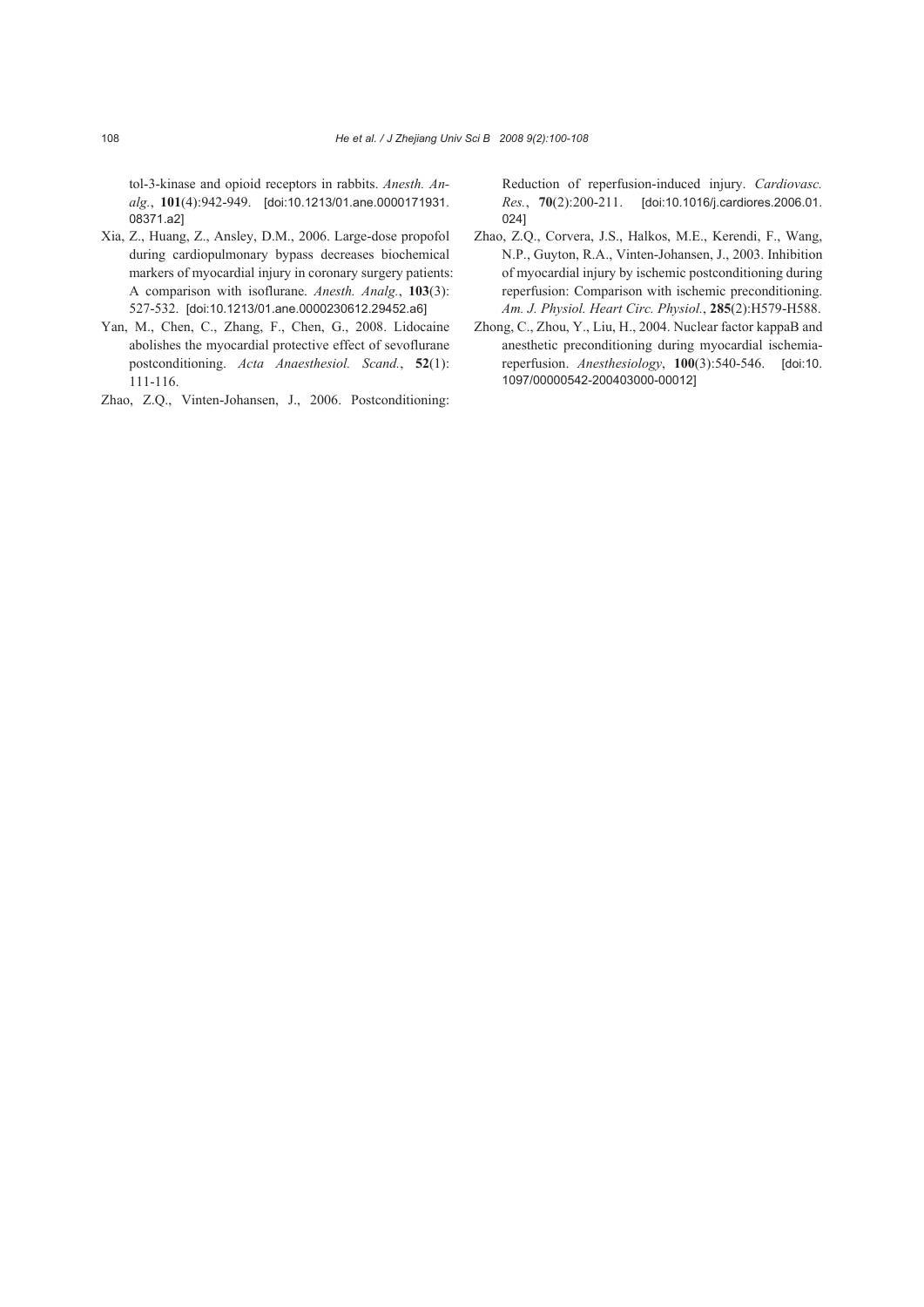tol-3-kinase and opioid receptors in rabbits. *Anesth. Analg.*, **101**(4):942-949. [doi:10.1213/01.ane.0000171931.08371.a2]

Xia, Z., Huang, Z., Ansley, D.M., 2006. Large-dose propofol during cardiopulmonary bypass decreases biochemical markers of myocardial injury in coronary surgery patients: A comparison with isoflurane. *Anesth. Analg.*, **103**(3): 527-532. [doi:10.1213/01.ane.0000230612.29452.a6]

Yan, M., Chen, C., Zhang, F., Chen, G., 2008. Lidocaine abolishes the myocardial protective effect of sevoflurane postconditioning. *Acta Anaesthesiol. Scand.*, **52**(1): 111-116.

Zhao, Z.Q., Vinten-Johansen, J., 2006. Postconditioning: Reduction of reperfusion-induced injury. *Cardiovasc. Res.*, **70**(2):200-211. [doi:10.1016/j.cardiores.2006.01.024]

Zhao, Z.Q., Corvera, J.S., Halkos, M.E., Kerendi, F., Wang, N.P., Guyton, R.A., Vinten-Johansen, J., 2003. Inhibition of myocardial injury by ischemic postconditioning during reperfusion: Comparison with ischemic preconditioning. *Am. J. Physiol. Heart Circ. Physiol.*, **285**(2):H579-H588.

Zhong, C., Zhou, Y., Liu, H., 2004. Nuclear factor kappaB and anesthetic preconditioning during myocardial ischemia-reperfusion. *Anesthesiology*, **100**(3):540-546. [doi:10.1097/00000542-200403000-00012]